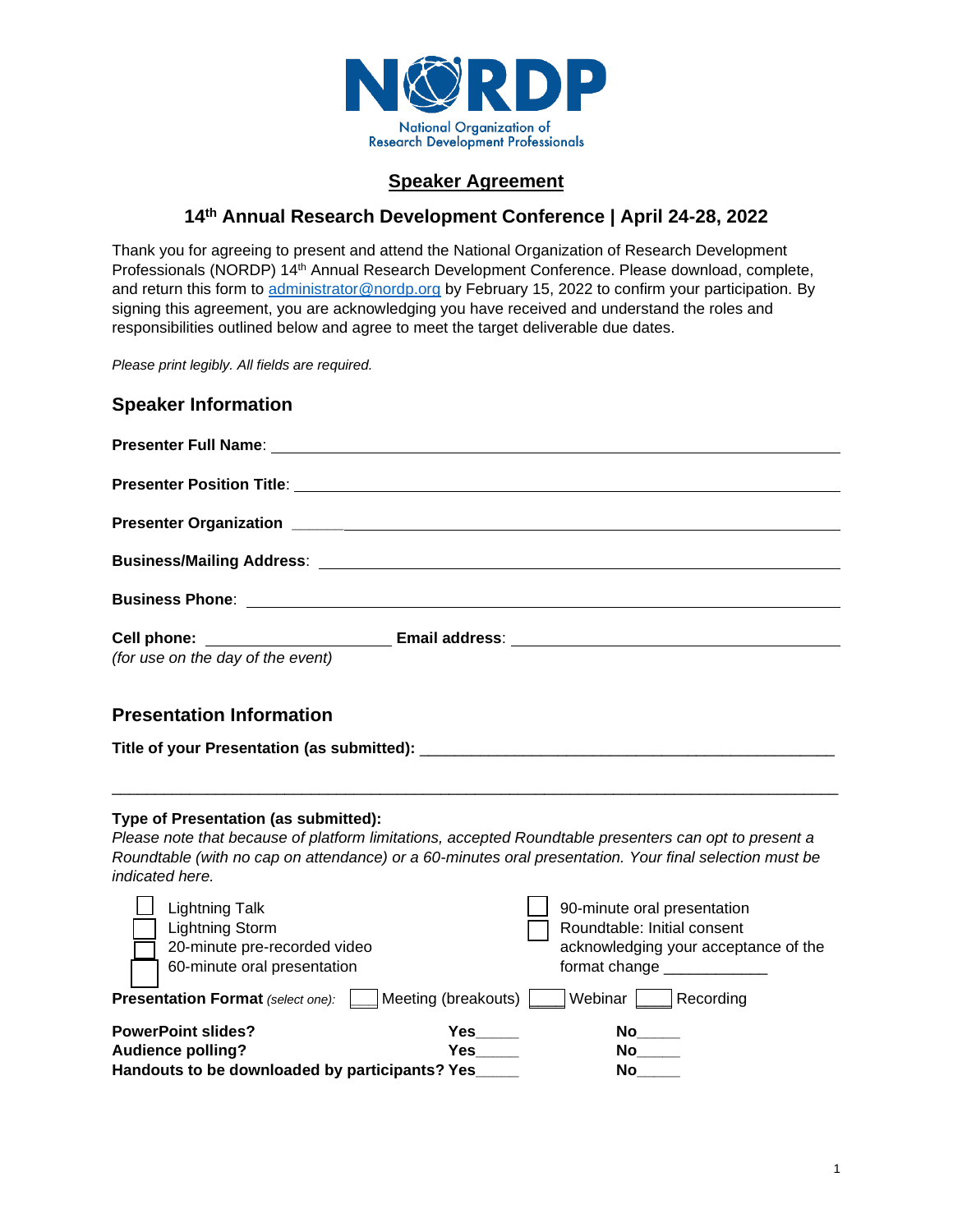NORDP

National Organization of Research Development Professionals

# Speaker Agreement

## 14th Annual Research Development Conference | April 24-28, 2022

Thank you for agreeing to present and attend the National Organization of Research Development Professionals (NORDP) 14th Annual Research Development Conference. Please download, complete, and return this form to administrator@nordp.org by February 15, 2022 to confirm your participation. By signing this agreement, you are acknowledging you have received and understand the roles and responsibilities outlined below and agree to meet the target deliverable due dates.

*Please print legibly. All fields are required.*

## Speaker Information

**Presenter Full Name**: ______________________________

**Presenter Position Title**: ______________________________

**Presenter Organization** ______________________________

**Business/Mailing Address**: ______________________________

**Business Phone**: ______________________________

**Cell phone:** ____________________ **Email address**: ______________________________
*(for use on the day of the event)*

## Presentation Information

**Title of your Presentation (as submitted):** ______________________________

______________________________________________________________

**Type of Presentation (as submitted):**
*Please note that because of platform limitations, accepted Roundtable presenters can opt to present a Roundtable (with no cap on attendance) or a 60-minutes oral presentation. Your final selection must be indicated here.*

- ☐ Lightning Talk
- ☐ Lightning Storm
- ☐ 20-minute pre-recorded video
- ☐ 60-minute oral presentation
- ☐ 90-minute oral presentation
- ☐ Roundtable: Initial consent acknowledging your acceptance of the format change ____________

**Presentation Format** *(select one)*: ☐ Meeting (breakouts) ☐ Webinar ☐ Recording

**PowerPoint slides?** **Yes**_____ **No**_____
**Audience polling?** **Yes**_____ **No**_____
**Handouts to be downloaded by participants? Yes**_____ **No**_____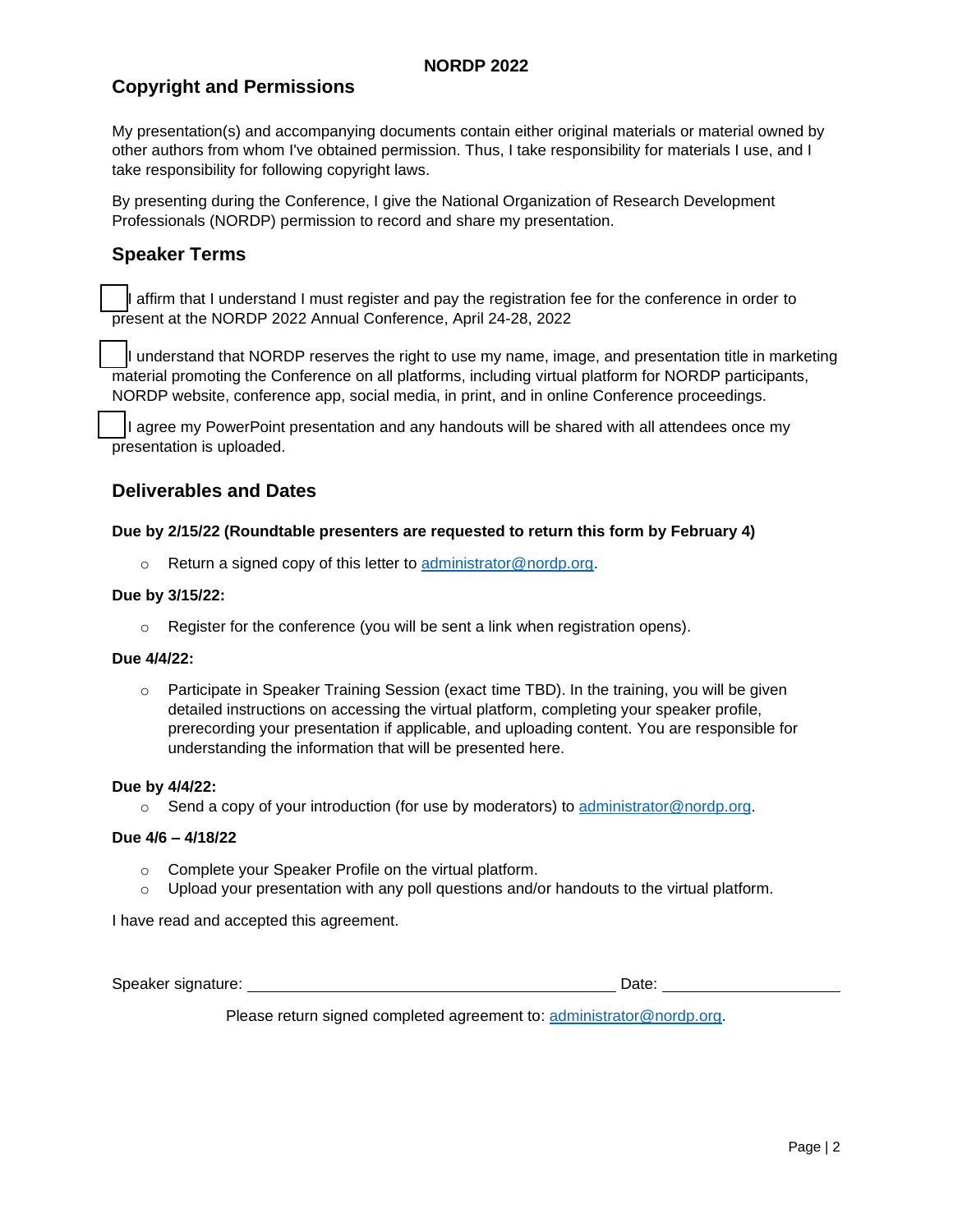**NORDP 2022**

## Copyright and Permissions

My presentation(s) and accompanying documents contain either original materials or material owned by other authors from whom I've obtained permission. Thus, I take responsibility for materials I use, and I take responsibility for following copyright laws.

By presenting during the Conference, I give the National Organization of Research Development Professionals (NORDP) permission to record and share my presentation.

## Speaker Terms

☐ I affirm that I understand I must register and pay the registration fee for the conference in order to present at the NORDP 2022 Annual Conference, April 24-28, 2022

☐ I understand that NORDP reserves the right to use my name, image, and presentation title in marketing material promoting the Conference on all platforms, including virtual platform for NORDP participants, NORDP website, conference app, social media, in print, and in online Conference proceedings.

☐ I agree my PowerPoint presentation and any handouts will be shared with all attendees once my presentation is uploaded.

## Deliverables and Dates

**Due by 2/15/22 (Roundtable presenters are requested to return this form by February 4)**

- Return a signed copy of this letter to administrator@nordp.org.

**Due by 3/15/22:**

- Register for the conference (you will be sent a link when registration opens).

**Due 4/4/22:**

- Participate in Speaker Training Session (exact time TBD). In the training, you will be given detailed instructions on accessing the virtual platform, completing your speaker profile, prerecording your presentation if applicable, and uploading content. You are responsible for understanding the information that will be presented here.

**Due by 4/4/22:**

- Send a copy of your introduction (for use by moderators) to administrator@nordp.org.

**Due 4/6 – 4/18/22**

- Complete your Speaker Profile on the virtual platform.
- Upload your presentation with any poll questions and/or handouts to the virtual platform.

I have read and accepted this agreement.

Speaker signature: ______________________________ Date: ________________

Please return signed completed agreement to: administrator@nordp.org.